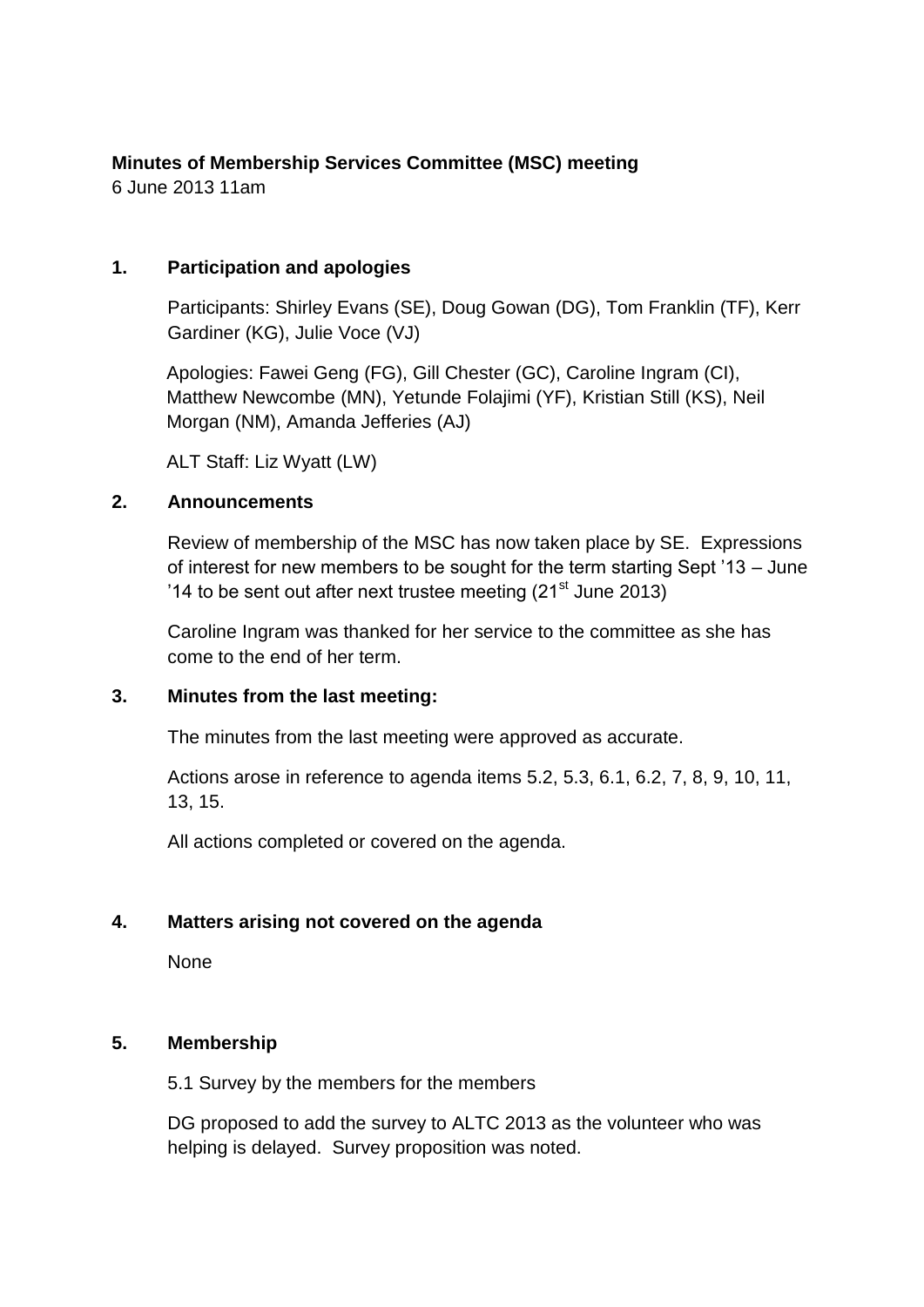**Minutes of Membership Services Committee (MSC) meeting**

6 June 2013 11am

## 1. Participation and apologies

Participants: Shirley Evans (SE), Doug Gowan (DG), Tom Franklin (TF), Kerr Gardiner (KG), Julie Voce (VJ)

Apologies: Fawei Geng (FG), Gill Chester (GC), Caroline Ingram (CI), Matthew Newcombe (MN), Yetunde Folajimi (YF), Kristian Still (KS), Neil Morgan (NM), Amanda Jefferies (AJ)

ALT Staff: Liz Wyatt (LW)

## 2. Announcements

Review of membership of the MSC has now taken place by SE. Expressions of interest for new members to be sought for the term starting Sept '13 – June '14 to be sent out after next trustee meeting (21st June 2013)

Caroline Ingram was thanked for her service to the committee as she has come to the end of her term.

## 3. Minutes from the last meeting:

The minutes from the last meeting were approved as accurate.

Actions arose in reference to agenda items 5.2, 5.3, 6.1, 6.2, 7, 8, 9, 10, 11, 13, 15.

All actions completed or covered on the agenda.

## 4. Matters arising not covered on the agenda

None

## 5. Membership

5.1 Survey by the members for the members

DG proposed to add the survey to ALTC 2013 as the volunteer who was helping is delayed. Survey proposition was noted.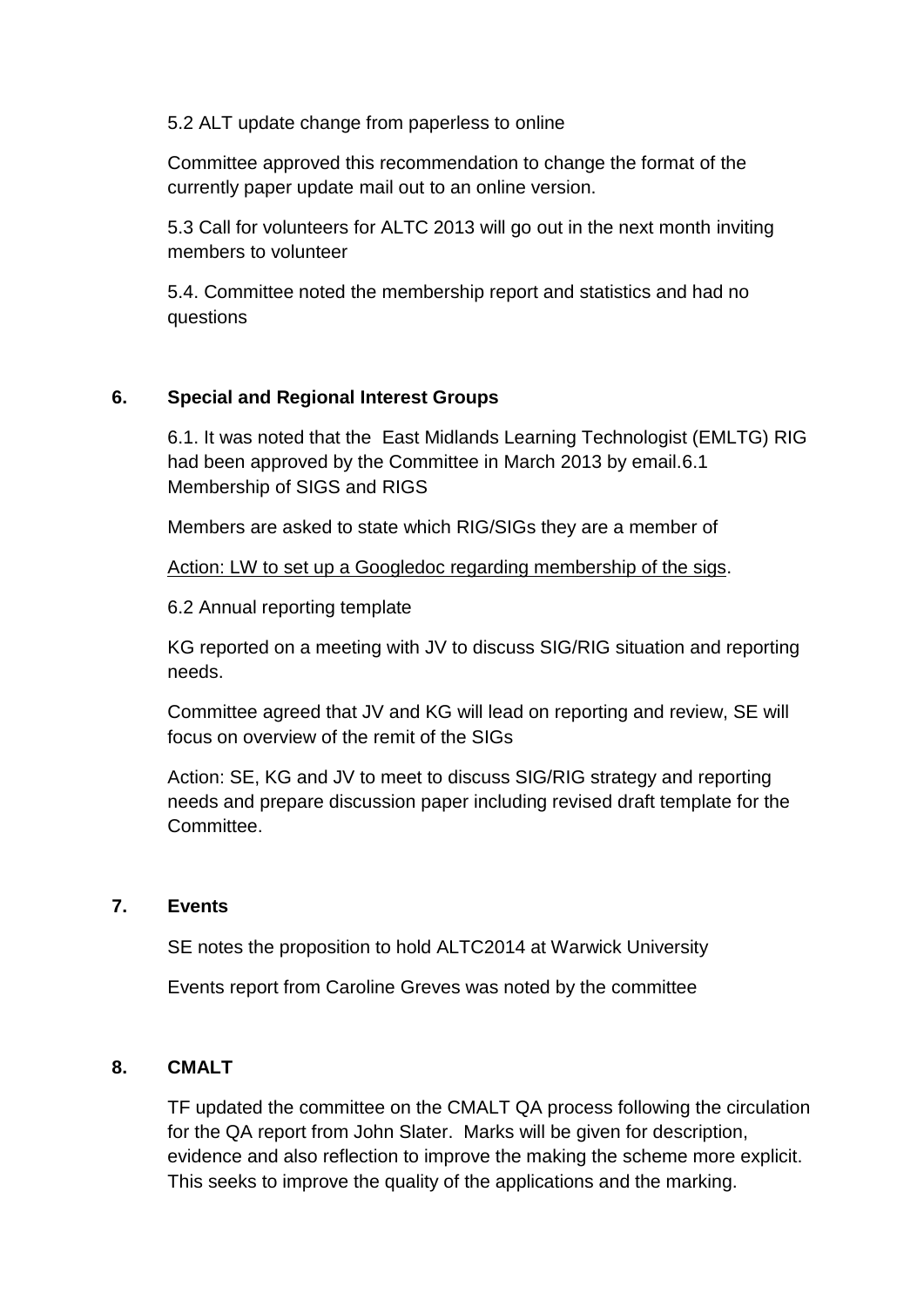5.2 ALT update change from paperless to online

Committee approved this recommendation to change the format of the currently paper update mail out to an online version.

5.3 Call for volunteers for ALTC 2013 will go out in the next month inviting members to volunteer

5.4. Committee noted the membership report and statistics and had no questions

## 6. Special and Regional Interest Groups

6.1. It was noted that the East Midlands Learning Technologist (EMLTG) RIG had been approved by the Committee in March 2013 by email.6.1 Membership of SIGS and RIGS

Members are asked to state which RIG/SIGs they are a member of

Action: LW to set up a Googledoc regarding membership of the sigs.

6.2 Annual reporting template

KG reported on a meeting with JV to discuss SIG/RIG situation and reporting needs.

Committee agreed that JV and KG will lead on reporting and review, SE will focus on overview of the remit of the SIGs

Action: SE, KG and JV to meet to discuss SIG/RIG strategy and reporting needs and prepare discussion paper including revised draft template for the Committee.

## 7. Events

SE notes the proposition to hold ALTC2014 at Warwick University

Events report from Caroline Greves was noted by the committee

## 8. CMALT

TF updated the committee on the CMALT QA process following the circulation for the QA report from John Slater. Marks will be given for description, evidence and also reflection to improve the making the scheme more explicit. This seeks to improve the quality of the applications and the marking.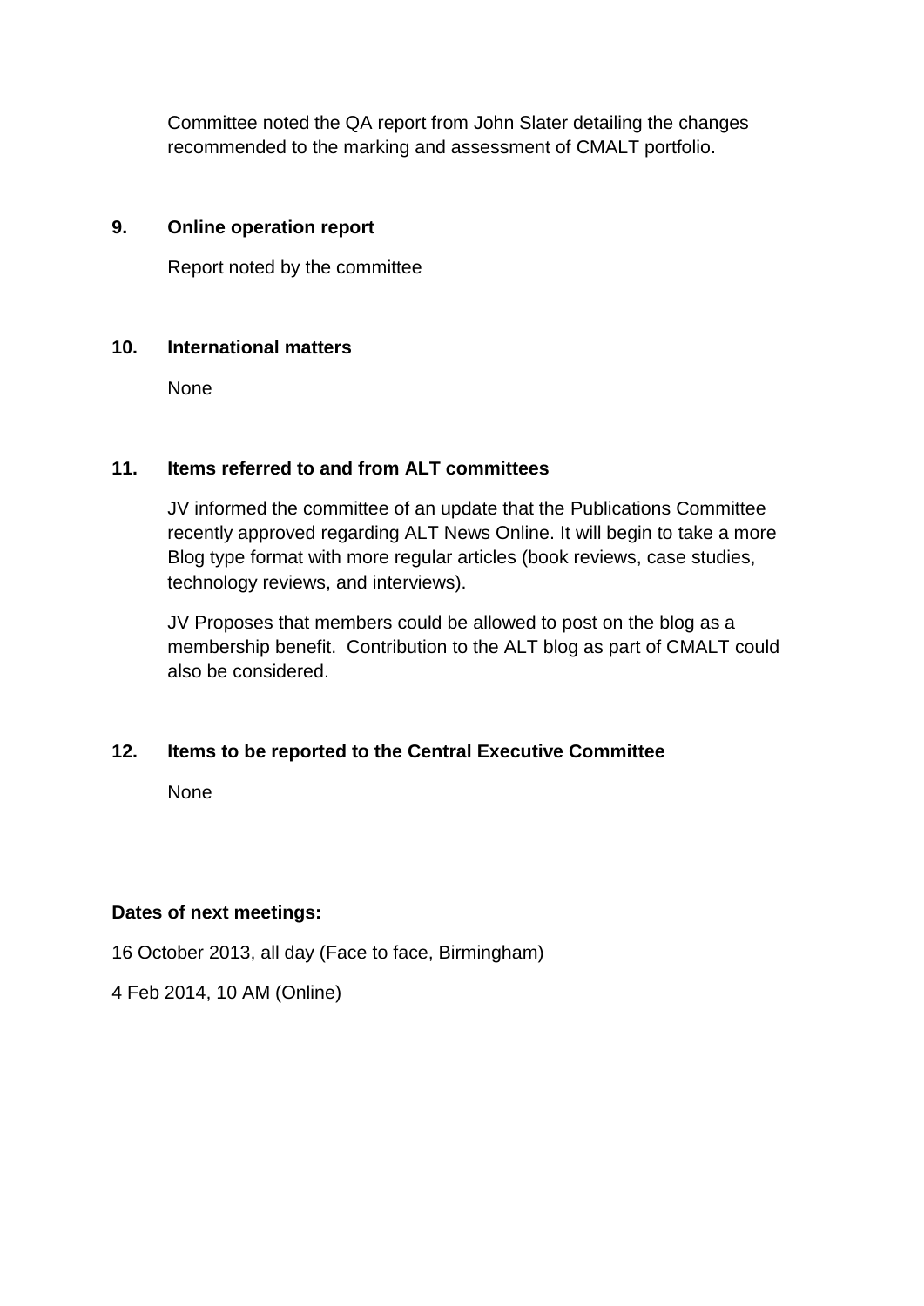Committee noted the QA report from John Slater detailing the changes recommended to the marking and assessment of CMALT portfolio.

**9. Online operation report**

Report noted by the committee

**10. International matters**

None

**11. Items referred to and from ALT committees**

JV informed the committee of an update that the Publications Committee recently approved regarding ALT News Online. It will begin to take a more Blog type format with more regular articles (book reviews, case studies, technology reviews, and interviews).

JV Proposes that members could be allowed to post on the blog as a membership benefit. Contribution to the ALT blog as part of CMALT could also be considered.

**12. Items to be reported to the Central Executive Committee**

None

**Dates of next meetings:**

16 October 2013, all day (Face to face, Birmingham)

4 Feb 2014, 10 AM (Online)